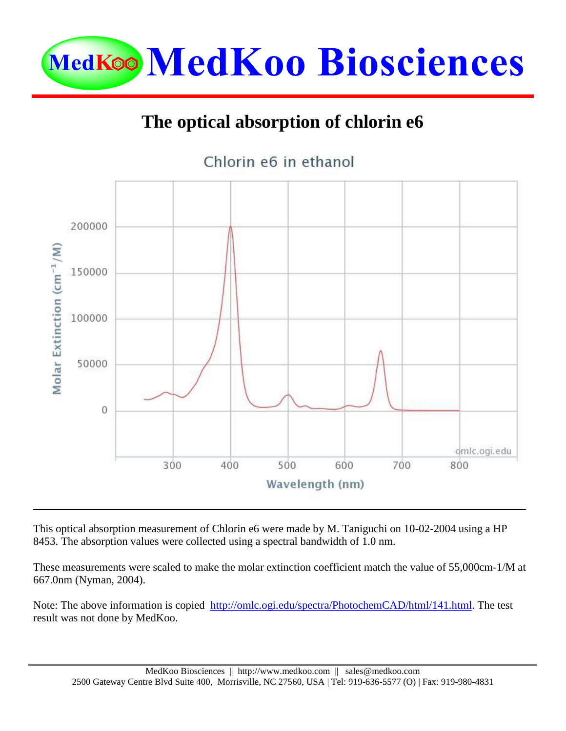# MedKoo Biosciences

## The optical absorption of chlorin e6

Chlorin e6 in ethanol

This optical absorption measurement of Chlorin e6 were made by M. Taniguchi on 10-02-2004 using a HP 8453. The absorption values were collected using a spectral bandwidth of 1.0 nm.

These measurements were scaled to make the molar extinction coefficient match the value of 55,000cm-1/M at 667.0nm (Nyman, 2004).

Note: The above information is copied [http://omlc.ogi.edu/spectra/PhotochemCAD/html/141.html](http://omlc.ogi.edu/spectra/PhotochemCAD/html/141.html). The test result was not done by MedKoo.

MedKoo Biosciences || http://www.medkoo.com || sales@medkoo.com
2500 Gateway Centre Blvd Suite 400, Morrisville, NC 27560, USA | Tel: 919-636-5577 (O) | Fax: 919-980-4831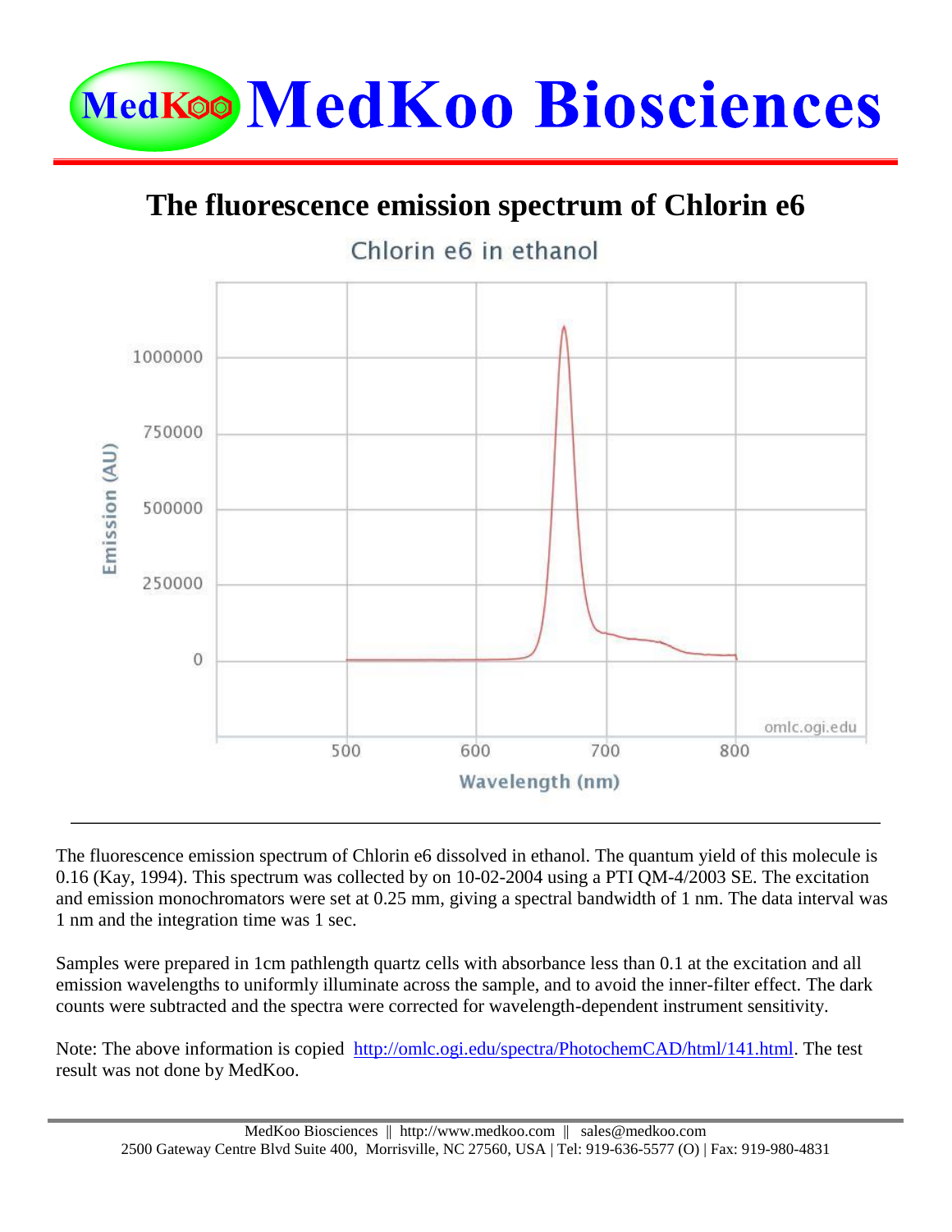# The fluorescence emission spectrum of Chlorin e6

Chlorin e6 in ethanol

Emission (AU)

1000000

750000

500000

250000

0

500

600

700

800

Wavelength (nm)

omlc.ogi.edu

The fluorescence emission spectrum of Chlorin e6 dissolved in ethanol. The quantum yield of this molecule is 0.16 (Kay, 1994). This spectrum was collected by on 10-02-2004 using a PTI QM-4/2003 SE. The excitation and emission monochromators were set at 0.25 mm, giving a spectral bandwidth of 1 nm. The data interval was 1 nm and the integration time was 1 sec.

Samples were prepared in 1cm pathlength quartz cells with absorbance less than 0.1 at the excitation and all emission wavelengths to uniformly illuminate across the sample, and to avoid the inner-filter effect. The dark counts were subtracted and the spectra were corrected for wavelength-dependent instrument sensitivity.

Note: The above information is copied http://omlc.ogi.edu/spectra/PhotochemCAD/html/141.html. The test result was not done by MedKoo.